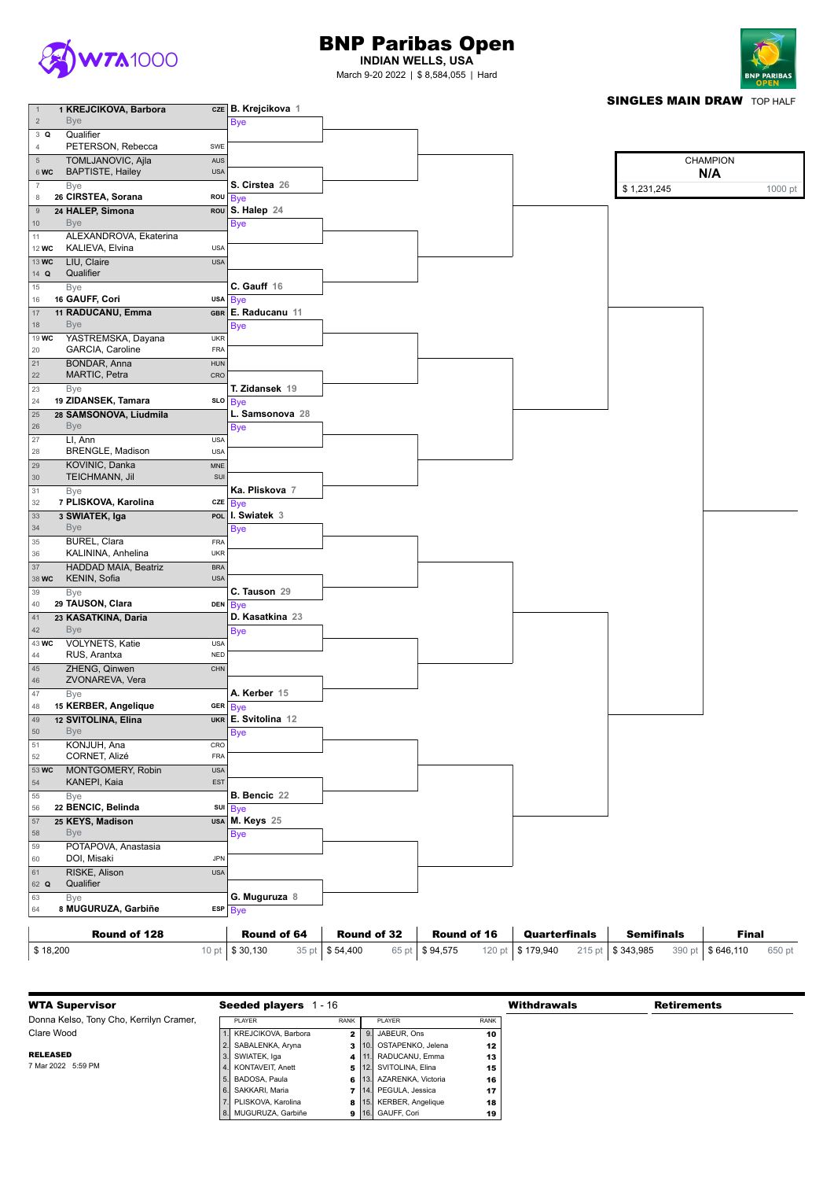# BNP Paribas Open

**INDIAN WELLS, USA**

March 9-20 2022 | $ 8,584,055 | Hard

WTA 1000

**SINGLES MAIN DRAW** TOP HALF

| # | Seed/Entry | Player | Nat | Round of 64 |
|---|---|---|---|---|
| 1 | 1 | **KREJCIKOVA, Barbora** | CZE | B. Krejcikova 1 |
| 2 | | Bye | | Bye |
| 3 | Q | Qualifier | | |
| 4 | | PETERSON, Rebecca | SWE | |
| 5 | | TOMLJANOVIC, Ajla | AUS | |
| 6 | WC | BAPTISTE, Hailey | USA | |
| 7 | | Bye | | S. Cirstea 26 |
| 8 | 26 | **CIRSTEA, Sorana** | ROU | Bye |
| 9 | 24 | **HALEP, Simona** | ROU | S. Halep 24 |
| 10 | | Bye | | Bye |
| 11 | | ALEXANDROVA, Ekaterina | | |
| 12 | WC | KALIEVA, Elvina | USA | |
| 13 | WC | LIU, Claire | USA | |
| 14 | Q | Qualifier | | |
| 15 | | Bye | | C. Gauff 16 |
| 16 | 16 | **GAUFF, Cori** | USA | Bye |
| 17 | 11 | **RADUCANU, Emma** | GBR | E. Raducanu 11 |
| 18 | | Bye | | Bye |
| 19 | WC | YASTREMSKA, Dayana | UKR | |
| 20 | | GARCIA, Caroline | FRA | |
| 21 | | BONDAR, Anna | HUN | |
| 22 | | MARTIC, Petra | CRO | |
| 23 | | Bye | | T. Zidansek 19 |
| 24 | 19 | **ZIDANSEK, Tamara** | SLO | Bye |
| 25 | 28 | **SAMSONOVA, Liudmila** | | L. Samsonova 28 |
| 26 | | Bye | | Bye |
| 27 | | LI, Ann | USA | |
| 28 | | BRENGLE, Madison | USA | |
| 29 | | KOVINIC, Danka | MNE | |
| 30 | | TEICHMANN, Jil | SUI | |
| 31 | | Bye | | Ka. Pliskova 7 |
| 32 | 7 | **PLISKOVA, Karolina** | CZE | Bye |
| 33 | 3 | **SWIATEK, Iga** | POL | I. Swiatek 3 |
| 34 | | Bye | | Bye |
| 35 | | BUREL, Clara | FRA | |
| 36 | | KALININA, Anhelina | UKR | |
| 37 | | HADDAD MAIA, Beatriz | BRA | |
| 38 | WC | KENIN, Sofia | USA | |
| 39 | | Bye | | C. Tauson 29 |
| 40 | 29 | **TAUSON, Clara** | DEN | Bye |
| 41 | 23 | **KASATKINA, Daria** | | D. Kasatkina 23 |
| 42 | | Bye | | Bye |
| 43 | WC | VOLYNETS, Katie | USA | |
| 44 | | RUS, Arantxa | NED | |
| 45 | | ZHENG, Qinwen | CHN | |
| 46 | | ZVONAREVA, Vera | | |
| 47 | | Bye | | A. Kerber 15 |
| 48 | 15 | **KERBER, Angelique** | GER | Bye |
| 49 | 12 | **SVITOLINA, Elina** | UKR | E. Svitolina 12 |
| 50 | | Bye | | Bye |
| 51 | | KONJUH, Ana | CRO | |
| 52 | | CORNET, Alizé | FRA | |
| 53 | WC | MONTGOMERY, Robin | USA | |
| 54 | | KANEPI, Kaia | EST | |
| 55 | | Bye | | B. Bencic 22 |
| 56 | 22 | **BENCIC, Belinda** | SUI | Bye |
| 57 | 25 | **KEYS, Madison** | USA | M. Keys 25 |
| 58 | | Bye | | Bye |
| 59 | | POTAPOVA, Anastasia | | |
| 60 | | DOI, Misaki | JPN | |
| 61 | | RISKE, Alison | USA | |
| 62 | Q | Qualifier | | |
| 63 | | Bye | | G. Muguruza 8 |
| 64 | 8 | **MUGURUZA, Garbiñe** | ESP | Bye |

| CHAMPION | |
|---|---|
| **N/A** | |
| $ 1,231,245 | 1000 pt |

| Round of 128 | Round of 64 | Round of 32 | Round of 16 | Quarterfinals | Semifinals | Final |
|---|---|---|---|---|---|---|
| $ 18,200 — 10 pt | $ 30,130 — 35 pt | $ 54,400 — 65 pt | $ 94,575 — 120 pt | $ 179,940 — 215 pt | $ 343,985 — 390 pt | $ 646,110 — 650 pt |

**WTA Supervisor**

Donna Kelso, Tony Cho, Kerrilyn Cramer, Clare Wood

**RELEASED**

7 Mar 2022 5:59 PM

**Seeded players** 1 - 16

| | PLAYER | RANK | | PLAYER | RANK |
|---|---|---|---|---|---|
| 1. | KREJCIKOVA, Barbora | 2 | 9. | JABEUR, Ons | 10 |
| 2. | SABALENKA, Aryna | 3 | 10. | OSTAPENKO, Jelena | 12 |
| 3. | SWIATEK, Iga | 4 | 11. | RADUCANU, Emma | 13 |
| 4. | KONTAVEIT, Anett | 5 | 12. | SVITOLINA, Elina | 15 |
| 5. | BADOSA, Paula | 6 | 13. | AZARENKA, Victoria | 16 |
| 6. | SAKKARI, Maria | 7 | 14. | PEGULA, Jessica | 17 |
| 7. | PLISKOVA, Karolina | 8 | 15. | KERBER, Angelique | 18 |
| 8. | MUGURUZA, Garbiñe | 9 | 16. | GAUFF, Cori | 19 |

**Withdrawals**

**Retirements**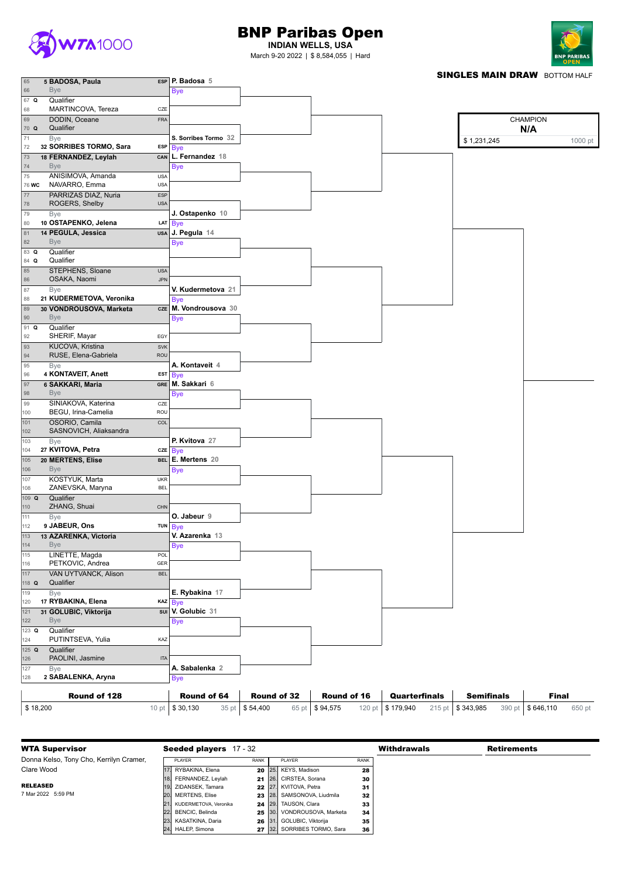# BNP Paribas Open

INDIAN WELLS, USA

March 9-20 2022 | $ 8,584,055 | Hard

WTA 1000

## SINGLES MAIN DRAW BOTTOM HALF

| # | | Player | Country | Round of 64 |
|---|---|---|---|---|
| 65 | | 5 BADOSA, Paula | ESP | P. Badosa 5 |
| 66 | | Bye | | Bye |
| 67 | Q | Qualifier | | |
| 68 | | MARTINCOVA, Tereza | CZE | |
| 69 | | DODIN, Oceane | FRA | |
| 70 | Q | Qualifier | | |
| 71 | | Bye | | S. Sorribes Tormo 32 |
| 72 | | 32 SORRIBES TORMO, Sara | ESP | Bye |
| 73 | | 18 FERNANDEZ, Leylah | CAN | L. Fernandez 18 |
| 74 | | Bye | | Bye |
| 75 | | ANISIMOVA, Amanda | USA | |
| 76 | WC | NAVARRO, Emma | USA | |
| 77 | | PARRIZAS DIAZ, Nuria | ESP | |
| 78 | | ROGERS, Shelby | USA | |
| 79 | | Bye | | J. Ostapenko 10 |
| 80 | | 10 OSTAPENKO, Jelena | LAT | Bye |
| 81 | | 14 PEGULA, Jessica | USA | J. Pegula 14 |
| 82 | | Bye | | Bye |
| 83 | Q | Qualifier | | |
| 84 | Q | Qualifier | | |
| 85 | | STEPHENS, Sloane | USA | |
| 86 | | OSAKA, Naomi | JPN | |
| 87 | | Bye | | V. Kudermetova 21 |
| 88 | | 21 KUDERMETOVA, Veronika | | Bye |
| 89 | | 30 VONDROUSOVA, Marketa | CZE | M. Vondrousova 30 |
| 90 | | Bye | | Bye |
| 91 | Q | Qualifier | | |
| 92 | | SHERIF, Mayar | EGY | |
| 93 | | KUCOVA, Kristina | SVK | |
| 94 | | RUSE, Elena-Gabriela | ROU | |
| 95 | | Bye | | A. Kontaveit 4 |
| 96 | | 4 KONTAVEIT, Anett | EST | Bye |
| 97 | | 6 SAKKARI, Maria | GRE | M. Sakkari 6 |
| 98 | | Bye | | Bye |
| 99 | | SINIAKOVA, Katerina | CZE | |
| 100 | | BEGU, Irina-Camelia | ROU | |
| 101 | | OSORIO, Camila | COL | |
| 102 | | SASNOVICH, Aliaksandra | | |
| 103 | | Bye | | P. Kvitova 27 |
| 104 | | 27 KVITOVA, Petra | CZE | Bye |
| 105 | | 20 MERTENS, Elise | BEL | E. Mertens 20 |
| 106 | | Bye | | Bye |
| 107 | | KOSTYUK, Marta | UKR | |
| 108 | | ZANEVSKA, Maryna | BEL | |
| 109 | Q | Qualifier | | |
| 110 | | ZHANG, Shuai | CHN | |
| 111 | | Bye | | O. Jabeur 9 |
| 112 | | 9 JABEUR, Ons | TUN | Bye |
| 113 | | 13 AZARENKA, Victoria | | V. Azarenka 13 |
| 114 | | Bye | | Bye |
| 115 | | LINETTE, Magda | POL | |
| 116 | | PETKOVIC, Andrea | GER | |
| 117 | | VAN UYTVANCK, Alison | BEL | |
| 118 | Q | Qualifier | | |
| 119 | | Bye | | E. Rybakina 17 |
| 120 | | 17 RYBAKINA, Elena | KAZ | Bye |
| 121 | | 31 GOLUBIC, Viktorija | SUI | V. Golubic 31 |
| 122 | | Bye | | Bye |
| 123 | Q | Qualifier | | |
| 124 | | PUTINTSEVA, Yulia | KAZ | |
| 125 | Q | Qualifier | | |
| 126 | | PAOLINI, Jasmine | ITA | |
| 127 | | Bye | | A. Sabalenka 2 |
| 128 | | 2 SABALENKA, Aryna | | Bye |

CHAMPION
N/A
$ 1,231,245 — 1000 pt

| Round | Prize Money | Points |
|---|---|---|
| Round of 128 | $ 18,200 | 10 pt |
| Round of 64 | $ 30,130 | 35 pt |
| Round of 32 | $ 54,400 | 65 pt |
| Round of 16 | $ 94,575 | 120 pt |
| Quarterfinals | $ 179,940 | 215 pt |
| Semifinals | $ 343,985 | 390 pt |
| Final | $ 646,110 | 650 pt |

**WTA Supervisor**

Donna Kelso, Tony Cho, Kerrilyn Cramer, Clare Wood

**RELEASED**

7 Mar 2022 5:59 PM

**Seeded players** 17 - 32

| | PLAYER | RANK | | PLAYER | RANK |
|---|---|---|---|---|---|
| 17. | RYBAKINA, Elena | 20 | 25. | KEYS, Madison | 28 |
| 18. | FERNANDEZ, Leylah | 21 | 26. | CIRSTEA, Sorana | 30 |
| 19. | ZIDANSEK, Tamara | 22 | 27. | KVITOVA, Petra | 31 |
| 20. | MERTENS, Elise | 23 | 28. | SAMSONOVA, Liudmila | 32 |
| 21. | KUDERMETOVA, Veronika | 24 | 29. | TAUSON, Clara | 33 |
| 22. | BENCIC, Belinda | 25 | 30. | VONDROUSOVA, Marketa | 34 |
| 23. | KASATKINA, Daria | 26 | 31. | GOLUBIC, Viktorija | 35 |
| 24. | HALEP, Simona | 27 | 32. | SORRIBES TORMO, Sara | 36 |

**Withdrawals**

**Retirements**